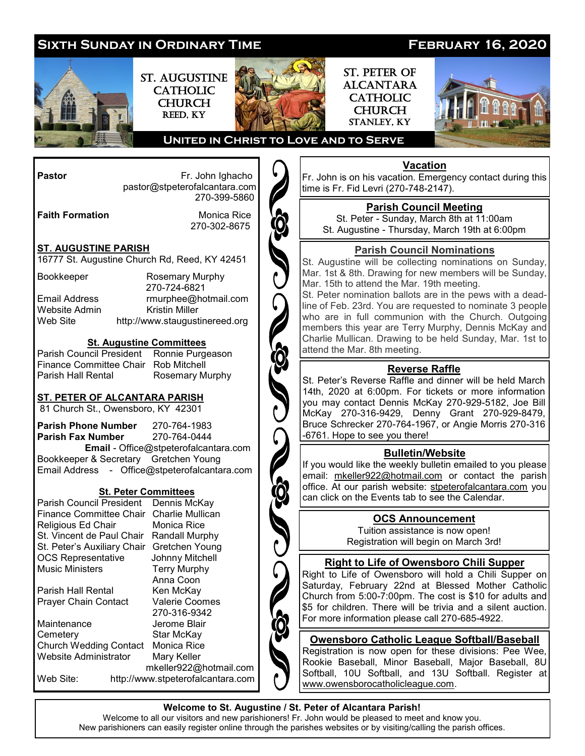# Sixth Sunday in Ordinary Time — February 16, 2020

**St. Augustine Catholic Church**
Reed, KY

**St. Peter of Alcantara Catholic Church**
Stanley, KY

**United in Christ to Love and to Serve**

**Pastor** — Fr. John Ighacho
pastor@stpeterofalcantara.com
270-399-5860

**Faith Formation** — Monica Rice
270-302-8675

## ST. AUGUSTINE PARISH

16777 St. Augustine Church Rd, Reed, KY 42451

| | |
|---|---|
| Bookkeeper | Rosemary Murphy 270-724-6821 |
| Email Address | rmurphee@hotmail.com |
| Website Admin | Kristin Miller |
| Web Site | http://www.staugustinereed.org |

### St. Augustine Committees

| | |
|---|---|
| Parish Council President | Ronnie Purgeason |
| Finance Committee Chair | Rob Mitchell |
| Parish Hall Rental | Rosemary Murphy |

## ST. PETER OF ALCANTARA PARISH

81 Church St., Owensboro, KY 42301

**Parish Phone Number** 270-764-1983
**Parish Fax Number** 270-764-0444
**Email** - Office@stpeterofalcantara.com
Bookkeeper & Secretary Gretchen Young
Email Address - Office@stpeterofalcantara.com

### St. Peter Committees

| | |
|---|---|
| Parish Council President | Dennis McKay |
| Finance Committee Chair | Charlie Mullican |
| Religious Ed Chair | Monica Rice |
| St. Vincent de Paul Chair | Randall Murphy |
| St. Peter's Auxiliary Chair | Gretchen Young |
| OCS Representative | Johnny Mitchell |
| Music Ministers | Terry Murphy, Anna Coon |
| Parish Hall Rental | Ken McKay |
| Prayer Chain Contact | Valerie Coomes 270-316-9342 |
| Maintenance | Jerome Blair |
| Cemetery | Star McKay |
| Church Wedding Contact | Monica Rice |
| Website Administrator | Mary Keller mkeller922@hotmail.com |
| Web Site: | http://www.stpeterofalcantara.com |

### Vacation

Fr. John is on his vacation. Emergency contact during this time is Fr. Fid Levri (270-748-2147).

### Parish Council Meeting

St. Peter - Sunday, March 8th at 11:00am
St. Augustine - Thursday, March 19th at 6:00pm

### Parish Council Nominations

St. Augustine will be collecting nominations on Sunday, Mar. 1st & 8th. Drawing for new members will be Sunday, Mar. 15th to attend the Mar. 19th meeting.
St. Peter nomination ballots are in the pews with a deadline of Feb. 23rd. You are requested to nominate 3 people who are in full communion with the Church. Outgoing members this year are Terry Murphy, Dennis McKay and Charlie Mullican. Drawing to be held Sunday, Mar. 1st to attend the Mar. 8th meeting.

### Reverse Raffle

St. Peter's Reverse Raffle and dinner will be held March 14th, 2020 at 6:00pm. For tickets or more information you may contact Dennis McKay 270-929-5182, Joe Bill McKay 270-316-9429, Denny Grant 270-929-8479, Bruce Schrecker 270-764-1967, or Angie Morris 270-316-6761. Hope to see you there!

### Bulletin/Website

If you would like the weekly bulletin emailed to you please email: mkeller922@hotmail.com or contact the parish office. At our parish website: stpeterofalcantara.com you can click on the Events tab to see the Calendar.

### OCS Announcement

Tuition assistance is now open!
Registration will begin on March 3rd!

### Right to Life of Owensboro Chili Supper

Right to Life of Owensboro will hold a Chili Supper on Saturday, February 22nd at Blessed Mother Catholic Church from 5:00-7:00pm. The cost is $10 for adults and $5 for children. There will be trivia and a silent auction. For more information please call 270-685-4922.

### Owensboro Catholic League Softball/Baseball

Registration is now open for these divisions: Pee Wee, Rookie Baseball, Minor Baseball, Major Baseball, 8U Softball, 10U Softball, and 13U Softball. Register at www.owensborocatholicleague.com.

**Welcome to St. Augustine / St. Peter of Alcantara Parish!**

Welcome to all our visitors and new parishioners! Fr. John would be pleased to meet and know you.
New parishioners can easily register online through the parishes websites or by visiting/calling the parish offices.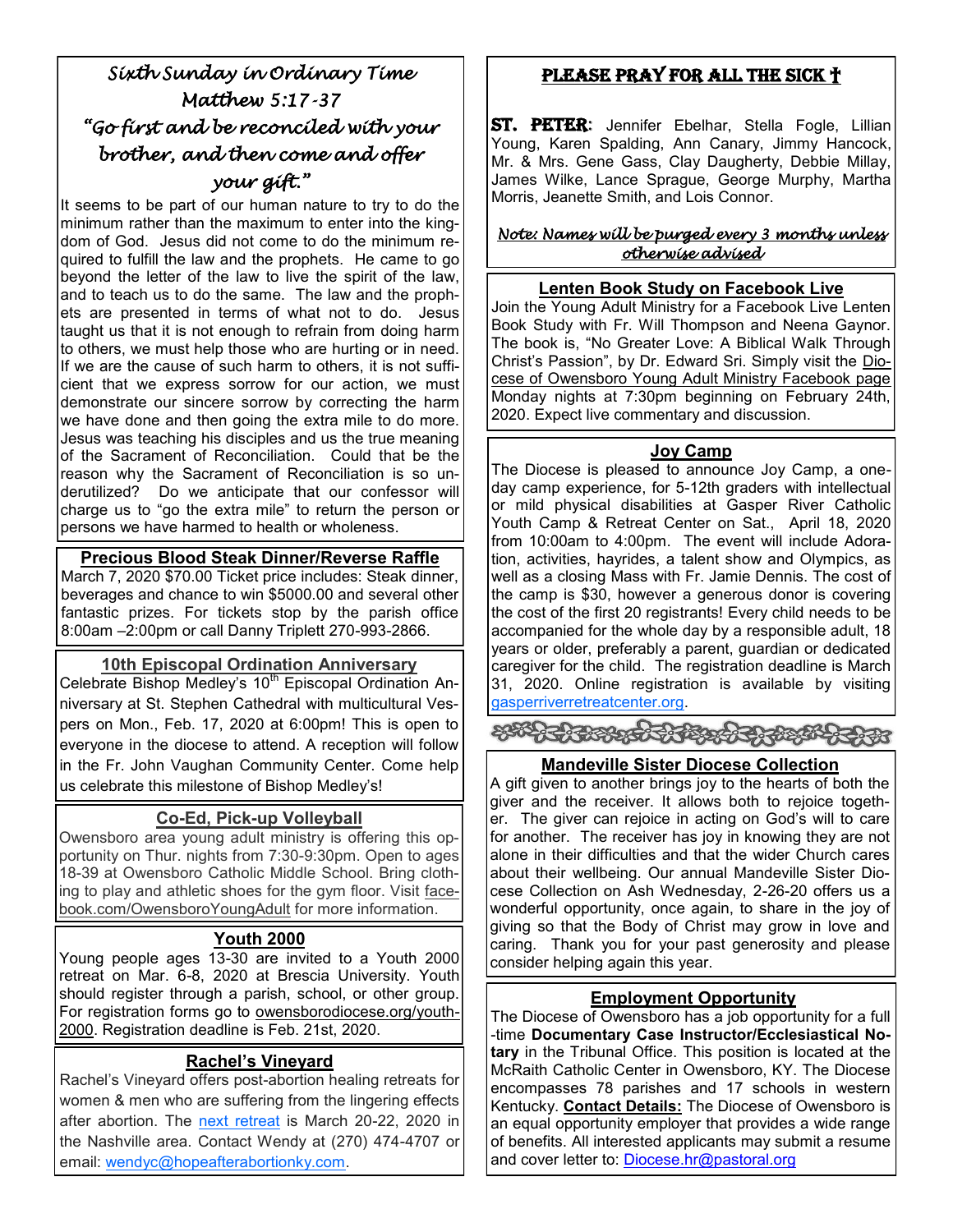## *Sixth Sunday in Ordinary Time*
## *Matthew 5:17-37*
## *"Go first and be reconciled with your brother, and then come and offer your gift."*

It seems to be part of our human nature to try to do the minimum rather than the maximum to enter into the kingdom of God. Jesus did not come to do the minimum required to fulfill the law and the prophets. He came to go beyond the letter of the law to live the spirit of the law, and to teach us to do the same. The law and the prophets are presented in terms of what not to do. Jesus taught us that it is not enough to refrain from doing harm to others, we must help those who are hurting or in need. If we are the cause of such harm to others, it is not sufficient that we express sorrow for our action, we must demonstrate our sincere sorrow by correcting the harm we have done and then going the extra mile to do more. Jesus was teaching his disciples and us the true meaning of the Sacrament of Reconciliation. Could that be the reason why the Sacrament of Reconciliation is so underutilized? Do we anticipate that our confessor will charge us to "go the extra mile" to return the person or persons we have harmed to health or wholeness.

### Precious Blood Steak Dinner/Reverse Raffle

March 7, 2020 $70.00 Ticket price includes: Steak dinner, beverages and chance to win $5000.00 and several other fantastic prizes. For tickets stop by the parish office 8:00am –2:00pm or call Danny Triplett 270-993-2866.

### 10th Episcopal Ordination Anniversary

Celebrate Bishop Medley's 10th Episcopal Ordination Anniversary at St. Stephen Cathedral with multicultural Vespers on Mon., Feb. 17, 2020 at 6:00pm! This is open to everyone in the diocese to attend. A reception will follow in the Fr. John Vaughan Community Center. Come help us celebrate this milestone of Bishop Medley's!

### Co-Ed, Pick-up Volleyball

Owensboro area young adult ministry is offering this opportunity on Thur. nights from 7:30-9:30pm. Open to ages 18-39 at Owensboro Catholic Middle School. Bring clothing to play and athletic shoes for the gym floor. Visit facebook.com/OwensboroYoungAdult for more information.

### Youth 2000

Young people ages 13-30 are invited to a Youth 2000 retreat on Mar. 6-8, 2020 at Brescia University. Youth should register through a parish, school, or other group. For registration forms go to owensborodiocese.org/youth-2000. Registration deadline is Feb. 21st, 2020.

### Rachel's Vineyard

Rachel's Vineyard offers post-abortion healing retreats for women & men who are suffering from the lingering effects after abortion. The next retreat is March 20-22, 2020 in the Nashville area. Contact Wendy at (270) 474-4707 or email: wendyc@hopeafterabortionky.com.

### PLEASE PRAY FOR ALL THE SICK †

**ST. PETER:** Jennifer Ebelhar, Stella Fogle, Lillian Young, Karen Spalding, Ann Canary, Jimmy Hancock, Mr. & Mrs. Gene Gass, Clay Daugherty, Debbie Millay, James Wilke, Lance Sprague, George Murphy, Martha Morris, Jeanette Smith, and Lois Connor.

*Note: Names will be purged every 3 months unless otherwise advised*

### Lenten Book Study on Facebook Live

Join the Young Adult Ministry for a Facebook Live Lenten Book Study with Fr. Will Thompson and Neena Gaynor. The book is, "No Greater Love: A Biblical Walk Through Christ's Passion", by Dr. Edward Sri. Simply visit the Diocese of Owensboro Young Adult Ministry Facebook page Monday nights at 7:30pm beginning on February 24th, 2020. Expect live commentary and discussion.

### Joy Camp

The Diocese is pleased to announce Joy Camp, a one-day camp experience, for 5-12th graders with intellectual or mild physical disabilities at Gasper River Catholic Youth Camp & Retreat Center on Sat., April 18, 2020 from 10:00am to 4:00pm. The event will include Adoration, activities, hayrides, a talent show and Olympics, as well as a closing Mass with Fr. Jamie Dennis. The cost of the camp is $30, however a generous donor is covering the cost of the first 20 registrants! Every child needs to be accompanied for the whole day by a responsible adult, 18 years or older, preferably a parent, guardian or dedicated caregiver for the child. The registration deadline is March 31, 2020. Online registration is available by visiting gasperriverretreatcenter.org.

### Mandeville Sister Diocese Collection

A gift given to another brings joy to the hearts of both the giver and the receiver. It allows both to rejoice together. The giver can rejoice in acting on God's will to care for another. The receiver has joy in knowing they are not alone in their difficulties and that the wider Church cares about their wellbeing. Our annual Mandeville Sister Diocese Collection on Ash Wednesday, 2-26-20 offers us a wonderful opportunity, once again, to share in the joy of giving so that the Body of Christ may grow in love and caring. Thank you for your past generosity and please consider helping again this year.

### Employment Opportunity

The Diocese of Owensboro has a job opportunity for a full-time **Documentary Case Instructor/Ecclesiastical Notary** in the Tribunal Office. This position is located at the McRaith Catholic Center in Owensboro, KY. The Diocese encompasses 78 parishes and 17 schools in western Kentucky. **Contact Details:** The Diocese of Owensboro is an equal opportunity employer that provides a wide range of benefits. All interested applicants may submit a resume and cover letter to: Diocese.hr@pastoral.org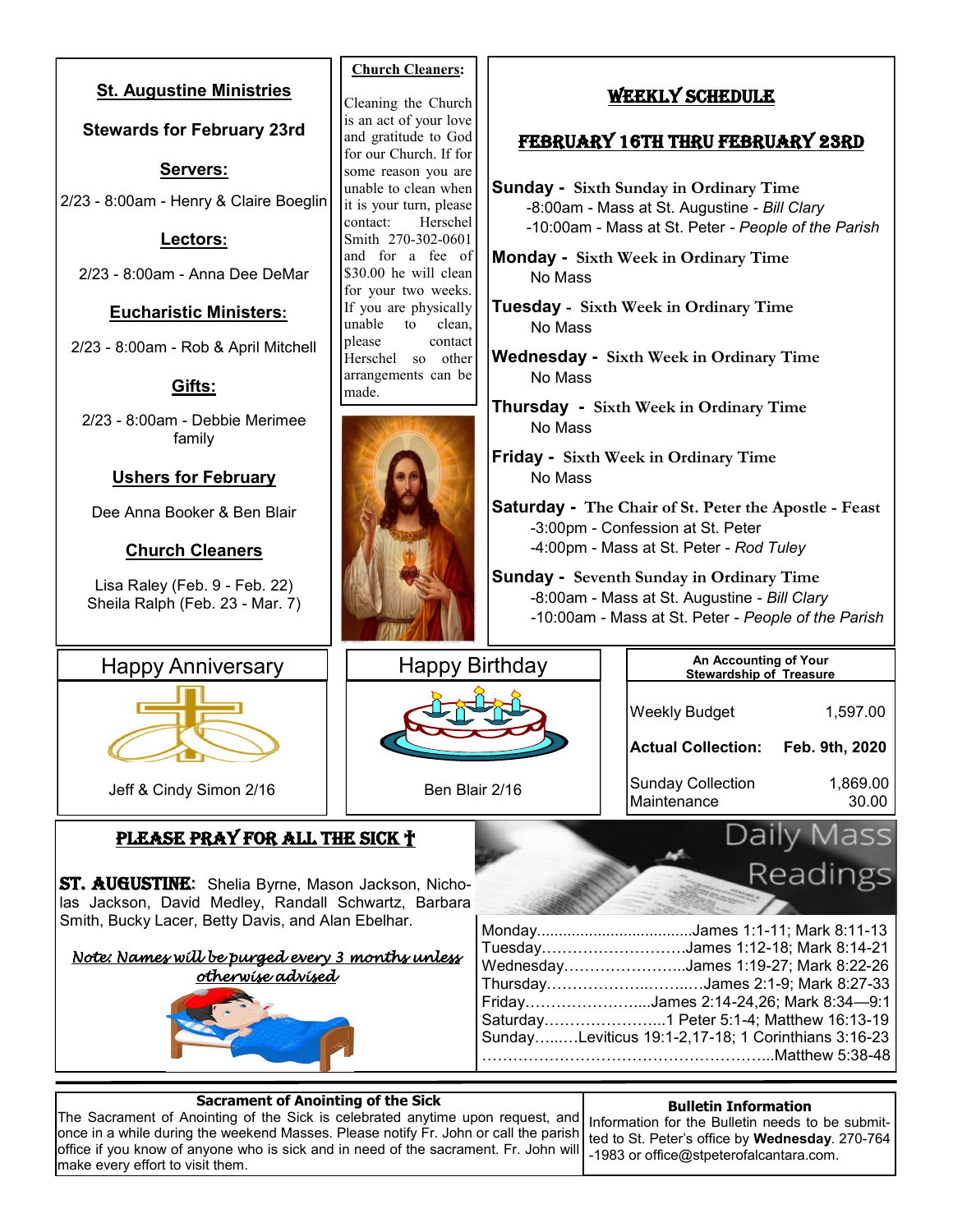## St. Augustine Ministries

### Stewards for February 23rd

**Servers:**

2/23 - 8:00am - Henry & Claire Boeglin

**Lectors:**

2/23 - 8:00am - Anna Dee DeMar

**Eucharistic Ministers:**

2/23 - 8:00am - Rob & April Mitchell

**Gifts:**

2/23 - 8:00am - Debbie Merimee family

**Ushers for February**

Dee Anna Booker & Ben Blair

**Church Cleaners**

Lisa Raley (Feb. 9 - Feb. 22)
Sheila Ralph (Feb. 23 - Mar. 7)

**Church Cleaners:**

Cleaning the Church is an act of your love and gratitude to God for our Church. If for some reason you are unable to clean when it is your turn, please contact: Herschel Smith 270-302-0601 and for a fee of $30.00 he will clean for your two weeks. If you are physically unable to clean, please contact Herschel so other arrangements can be made.

## WEEKLY SCHEDULE

### FEBRUARY 16TH THRU FEBRUARY 23RD

**Sunday -** Sixth Sunday in Ordinary Time
-8:00am - Mass at St. Augustine - *Bill Clary*
-10:00am - Mass at St. Peter - *People of the Parish*

**Monday -** Sixth Week in Ordinary Time
No Mass

**Tuesday -** Sixth Week in Ordinary Time
No Mass

**Wednesday -** Sixth Week in Ordinary Time
No Mass

**Thursday -** Sixth Week in Ordinary Time
No Mass

**Friday -** Sixth Week in Ordinary Time
No Mass

**Saturday -** The Chair of St. Peter the Apostle - Feast
-3:00pm - Confession at St. Peter
-4:00pm - Mass at St. Peter - *Rod Tuley*

**Sunday -** Seventh Sunday in Ordinary Time
-8:00am - Mass at St. Augustine - *Bill Clary*
-10:00am - Mass at St. Peter - *People of the Parish*

## Happy Anniversary

Jeff & Cindy Simon 2/16

## Happy Birthday

Ben Blair 2/16

### An Accounting of Your Stewardship of Treasure

| | |
|---|---|
| Weekly Budget | 1,597.00 |
| **Actual Collection:** | **Feb. 9th, 2020** |
| Sunday Collection | 1,869.00 |
| Maintenance | 30.00 |

## PLEASE PRAY FOR ALL THE SICK †

**ST. AUGUSTINE:** Shelia Byrne, Mason Jackson, Nicholas Jackson, David Medley, Randall Schwartz, Barbara Smith, Bucky Lacer, Betty Davis, and Alan Ebelhar.

*Note: Names will be purged every 3 months unless otherwise advised*

## Daily Mass Readings

Monday....................................James 1:1-11; Mark 8:11-13
Tuesday…………………………James 1:12-18; Mark 8:14-21
Wednesday……………………..James 1:19-27; Mark 8:22-26
Thursday……………….….…..James 2:1-9; Mark 8:27-33
Friday…………………....James 2:14-24,26; Mark 8:34—9:1
Saturday……………….……..1 Peter 5:1-4; Matthew 16:13-19
Sunday…..….Leviticus 19:1-2,17-18; 1 Corinthians 3:16-23
………………………………………………...Matthew 5:38-48

### Sacrament of Anointing of the Sick

The Sacrament of Anointing of the Sick is celebrated anytime upon request, and once in a while during the weekend Masses. Please notify Fr. John or call the parish office if you know of anyone who is sick and in need of the sacrament. Fr. John will make every effort to visit them.

### Bulletin Information

Information for the Bulletin needs to be submitted to St. Peter's office by **Wednesday**. 270-764-1983 or office@stpeterofalcantara.com.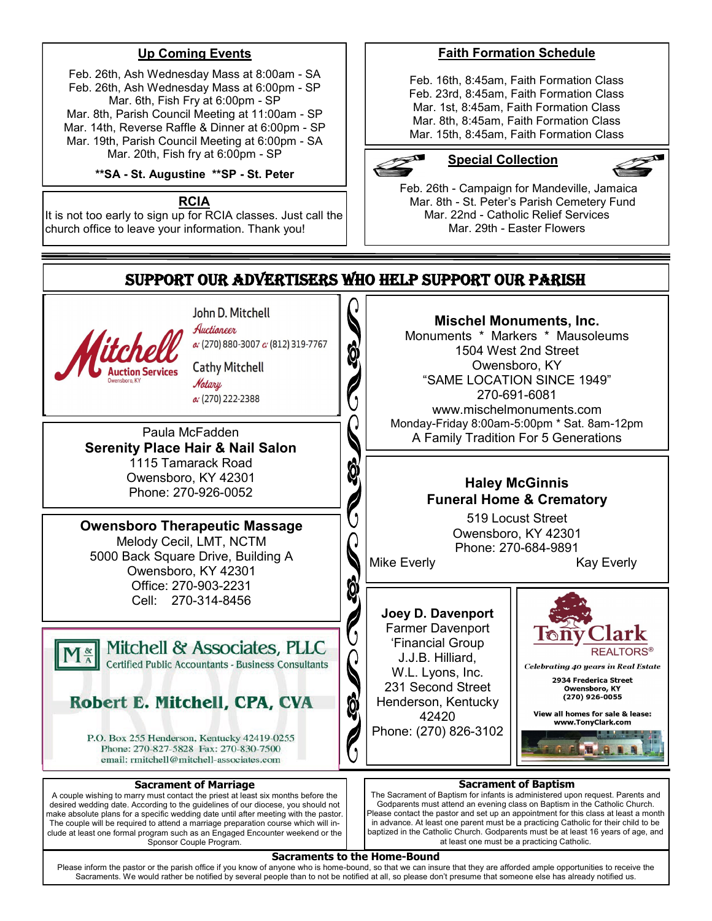## Up Coming Events

Feb. 26th, Ash Wednesday Mass at 8:00am - SA
Feb. 26th, Ash Wednesday Mass at 6:00pm - SP
Mar. 6th, Fish Fry at 6:00pm - SP
Mar. 8th, Parish Council Meeting at 11:00am - SP
Mar. 14th, Reverse Raffle & Dinner at 6:00pm - SP
Mar. 19th, Parish Council Meeting at 6:00pm - SA
Mar. 20th, Fish fry at 6:00pm - SP

**\*\*SA - St. Augustine \*\*SP - St. Peter**

## RCIA

It is not too early to sign up for RCIA classes. Just call the church office to leave your information. Thank you!

## Faith Formation Schedule

Feb. 16th, 8:45am, Faith Formation Class
Feb. 23rd, 8:45am, Faith Formation Class
Mar. 1st, 8:45am, Faith Formation Class
Mar. 8th, 8:45am, Faith Formation Class
Mar. 15th, 8:45am, Faith Formation Class

## Special Collection

Feb. 26th - Campaign for Mandeville, Jamaica
Mar. 8th - St. Peter's Parish Cemetery Fund
Mar. 22nd - Catholic Relief Services
Mar. 29th - Easter Flowers

## SUPPORT OUR ADVERTISERS WHO HELP SUPPORT OUR PARISH

**Mitchell Auction Services**
Owensboro, KY
John D. Mitchell
*Auctioneer*
o: (270) 880-3007 c: (812) 319-7767
Cathy Mitchell
*Notary*
o: (270) 222-2388

Paula McFadden
**Serenity Place Hair & Nail Salon**
1115 Tamarack Road
Owensboro, KY 42301
Phone: 270-926-0052

**Owensboro Therapeutic Massage**
Melody Cecil, LMT, NCTM
5000 Back Square Drive, Building A
Owensboro, KY 42301
Office: 270-903-2231
Cell: 270-314-8456

**Mitchell & Associates, PLLC**
Certified Public Accountants - Business Consultants
**Robert E. Mitchell, CPA, CVA**
P.O. Box 255 Henderson, Kentucky 42419-0255
Phone: 270-827-5828 Fax: 270-830-7500
email: rmitchell@mitchell-associates.com

**Mischel Monuments, Inc.**
Monuments * Markers * Mausoleums
1504 West 2nd Street
Owensboro, KY
"SAME LOCATION SINCE 1949"
270-691-6081
www.mischelmonuments.com
Monday-Friday 8:00am-5:00pm * Sat. 8am-12pm
A Family Tradition For 5 Generations

**Haley McGinnis**
**Funeral Home & Crematory**
519 Locust Street
Owensboro, KY 42301
Phone: 270-684-9891
Mike Everly Kay Everly

**Joey D. Davenport**
Farmer Davenport
'Financial Group
J.J.B. Hilliard,
W.L. Lyons, Inc.
231 Second Street
Henderson, Kentucky
42420
Phone: (270) 826-3102

**Tony Clark REALTORS®**
*Celebrating 40 years in Real Estate*
2934 Frederica Street
Owensboro, KY
(270) 926-0055
View all homes for sale & lease:
www.TonyClark.com

### Sacrament of Marriage

A couple wishing to marry must contact the priest at least six months before the desired wedding date. According to the guidelines of our diocese, you should not make absolute plans for a specific wedding date until after meeting with the pastor. The couple will be required to attend a marriage preparation course which will include at least one formal program such as an Engaged Encounter weekend or the Sponsor Couple Program.

### Sacrament of Baptism

The Sacrament of Baptism for infants is administered upon request. Parents and Godparents must attend an evening class on Baptism in the Catholic Church. Please contact the pastor and set up an appointment for this class at least a month in advance. At least one parent must be a practicing Catholic for their child to be baptized in the Catholic Church. Godparents must be at least 16 years of age, and at least one must be a practicing Catholic.

### Sacraments to the Home-Bound

Please inform the pastor or the parish office if you know of anyone who is home-bound, so that we can insure that they are afforded ample opportunities to receive the Sacraments. We would rather be notified by several people than to not be notified at all, so please don't presume that someone else has already notified us.